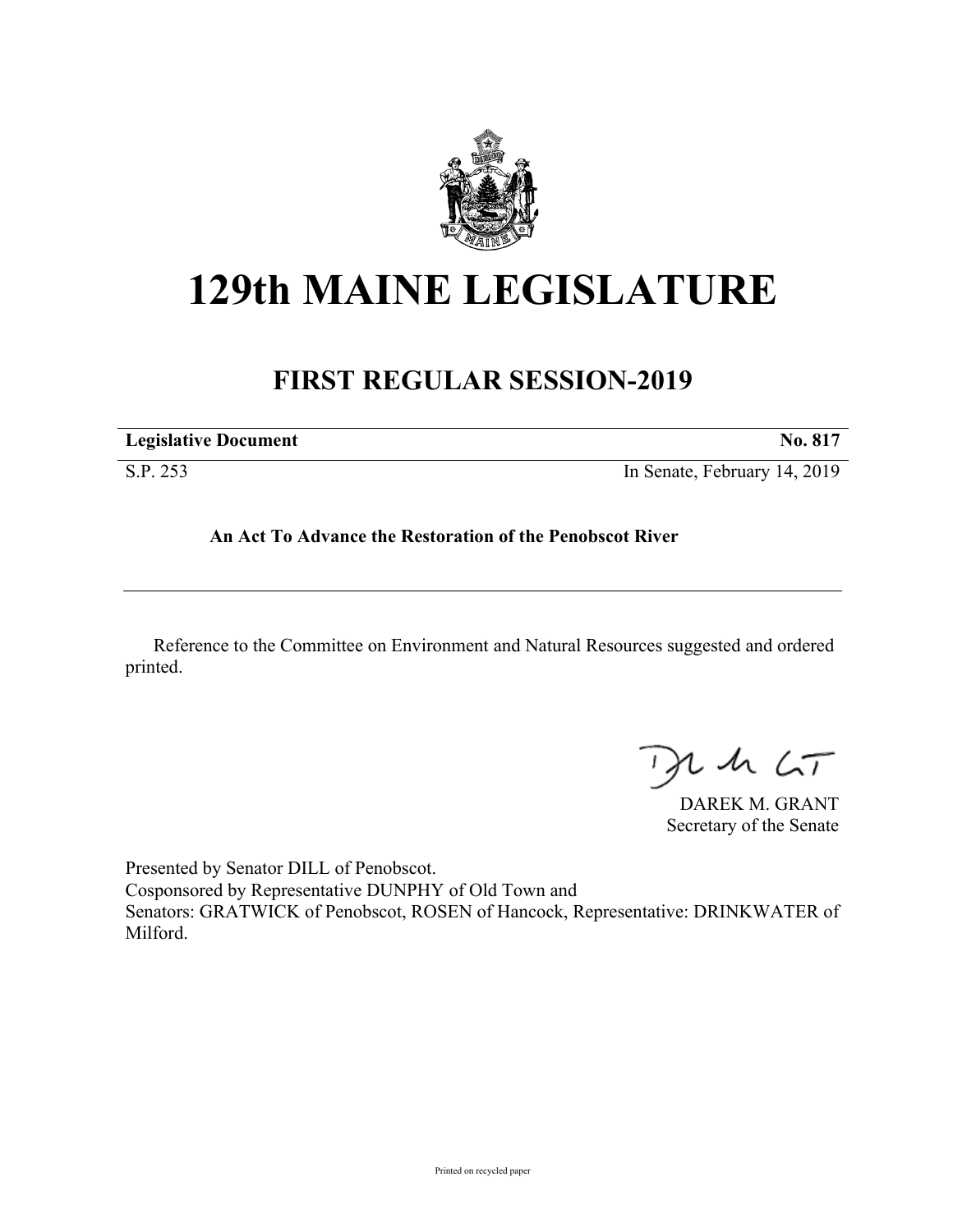# 129th MAINE LEGISLATURE

## FIRST REGULAR SESSION-2019

**Legislative Document** **No. 817**

S.P. 253 In Senate, February 14, 2019

**An Act To Advance the Restoration of the Penobscot River**

---

Reference to the Committee on Environment and Natural Resources suggested and ordered printed.

DAREK M. GRANT
Secretary of the Senate

Presented by Senator DILL of Penobscot.
Cosponsored by Representative DUNPHY of Old Town and
Senators: GRATWICK of Penobscot, ROSEN of Hancock, Representative: DRINKWATER of Milford.

Printed on recycled paper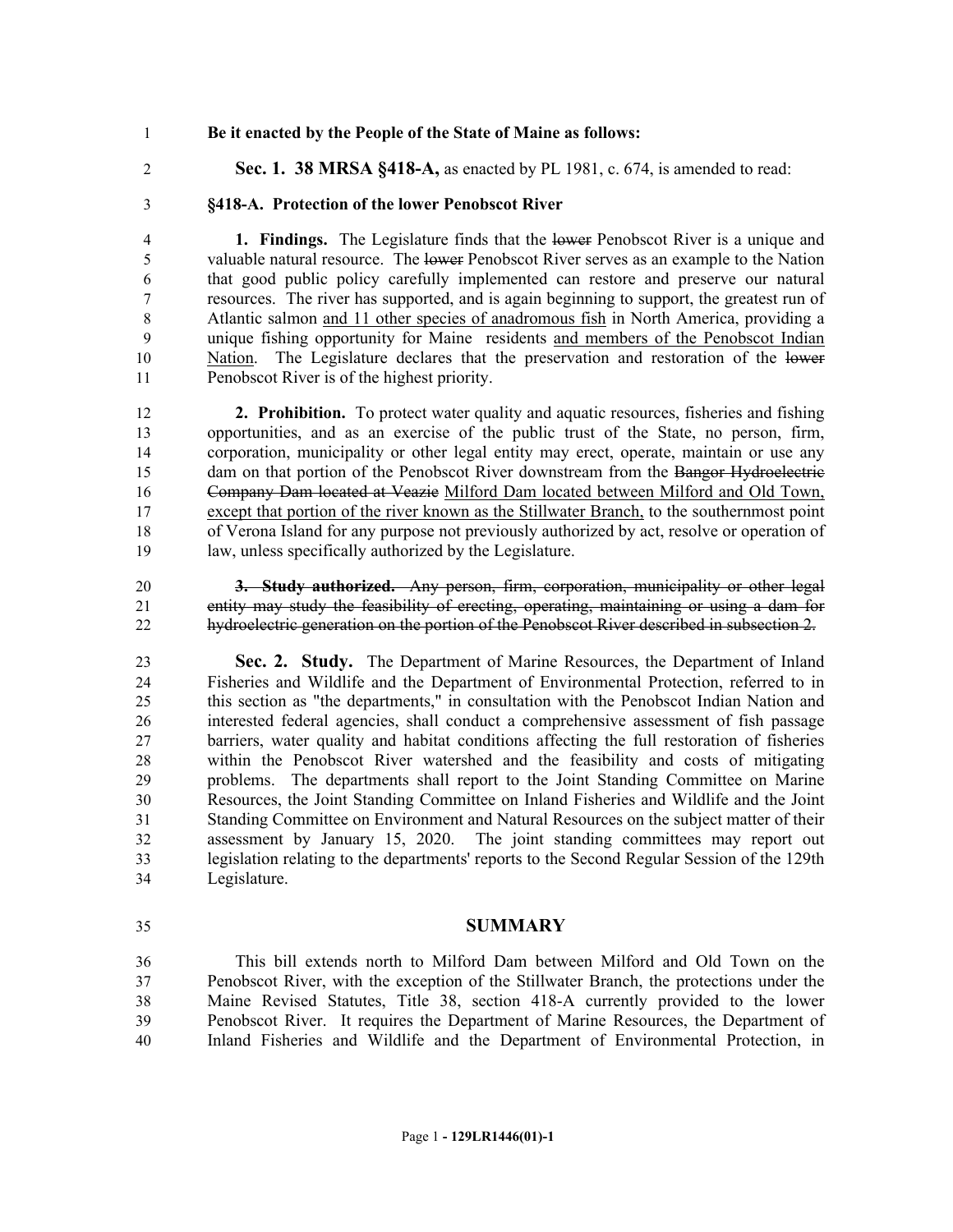**Be it enacted by the People of the State of Maine as follows:**

**Sec. 1. 38 MRSA §418-A,** as enacted by PL 1981, c. 674, is amended to read:

**§418-A. Protection of the lower Penobscot River**

**1. Findings.** The Legislature finds that the ~~lower~~ Penobscot River is a unique and valuable natural resource. The ~~lower~~ Penobscot River serves as an example to the Nation that good public policy carefully implemented can restore and preserve our natural resources. The river has supported, and is again beginning to support, the greatest run of Atlantic salmon <u>and 11 other species of anadromous fish</u> in North America, providing a unique fishing opportunity for Maine residents <u>and members of the Penobscot Indian Nation</u>. The Legislature declares that the preservation and restoration of the ~~lower~~ Penobscot River is of the highest priority.

**2. Prohibition.** To protect water quality and aquatic resources, fisheries and fishing opportunities, and as an exercise of the public trust of the State, no person, firm, corporation, municipality or other legal entity may erect, operate, maintain or use any dam on that portion of the Penobscot River downstream from the ~~Bangor Hydroelectric Company Dam located at Veazie~~ <u>Milford Dam located between Milford and Old Town, except that portion of the river known as the Stillwater Branch,</u> to the southernmost point of Verona Island for any purpose not previously authorized by act, resolve or operation of law, unless specifically authorized by the Legislature.

~~**3. Study authorized.** Any person, firm, corporation, municipality or other legal entity may study the feasibility of erecting, operating, maintaining or using a dam for hydroelectric generation on the portion of the Penobscot River described in subsection 2.~~

**Sec. 2. Study.** The Department of Marine Resources, the Department of Inland Fisheries and Wildlife and the Department of Environmental Protection, referred to in this section as "the departments," in consultation with the Penobscot Indian Nation and interested federal agencies, shall conduct a comprehensive assessment of fish passage barriers, water quality and habitat conditions affecting the full restoration of fisheries within the Penobscot River watershed and the feasibility and costs of mitigating problems. The departments shall report to the Joint Standing Committee on Marine Resources, the Joint Standing Committee on Inland Fisheries and Wildlife and the Joint Standing Committee on Environment and Natural Resources on the subject matter of their assessment by January 15, 2020. The joint standing committees may report out legislation relating to the departments' reports to the Second Regular Session of the 129th Legislature.

## SUMMARY

This bill extends north to Milford Dam between Milford and Old Town on the Penobscot River, with the exception of the Stillwater Branch, the protections under the Maine Revised Statutes, Title 38, section 418-A currently provided to the lower Penobscot River. It requires the Department of Marine Resources, the Department of Inland Fisheries and Wildlife and the Department of Environmental Protection, in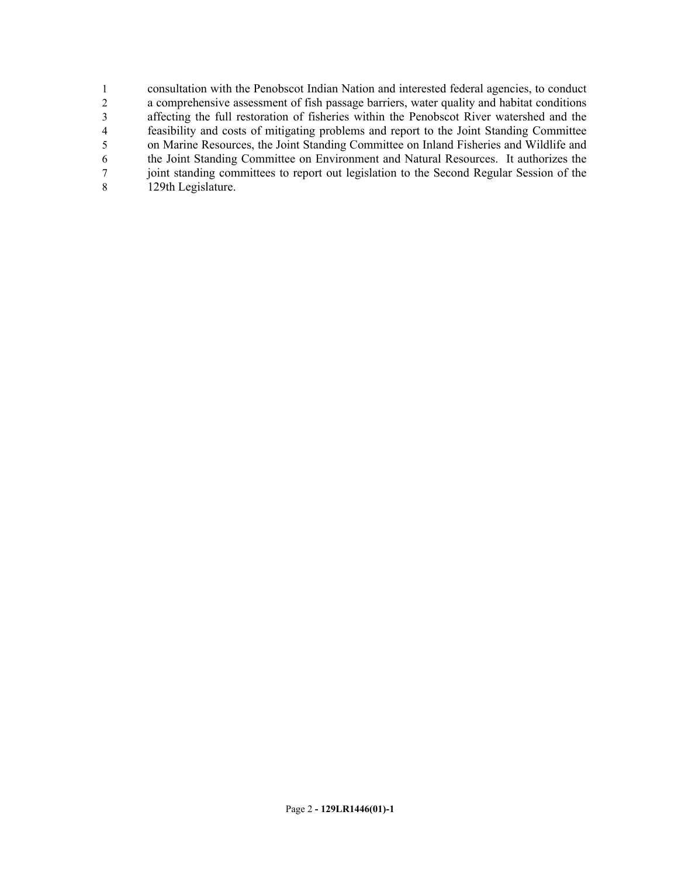consultation with the Penobscot Indian Nation and interested federal agencies, to conduct a comprehensive assessment of fish passage barriers, water quality and habitat conditions affecting the full restoration of fisheries within the Penobscot River watershed and the feasibility and costs of mitigating problems and report to the Joint Standing Committee on Marine Resources, the Joint Standing Committee on Inland Fisheries and Wildlife and the Joint Standing Committee on Environment and Natural Resources. It authorizes the joint standing committees to report out legislation to the Second Regular Session of the 129th Legislature.